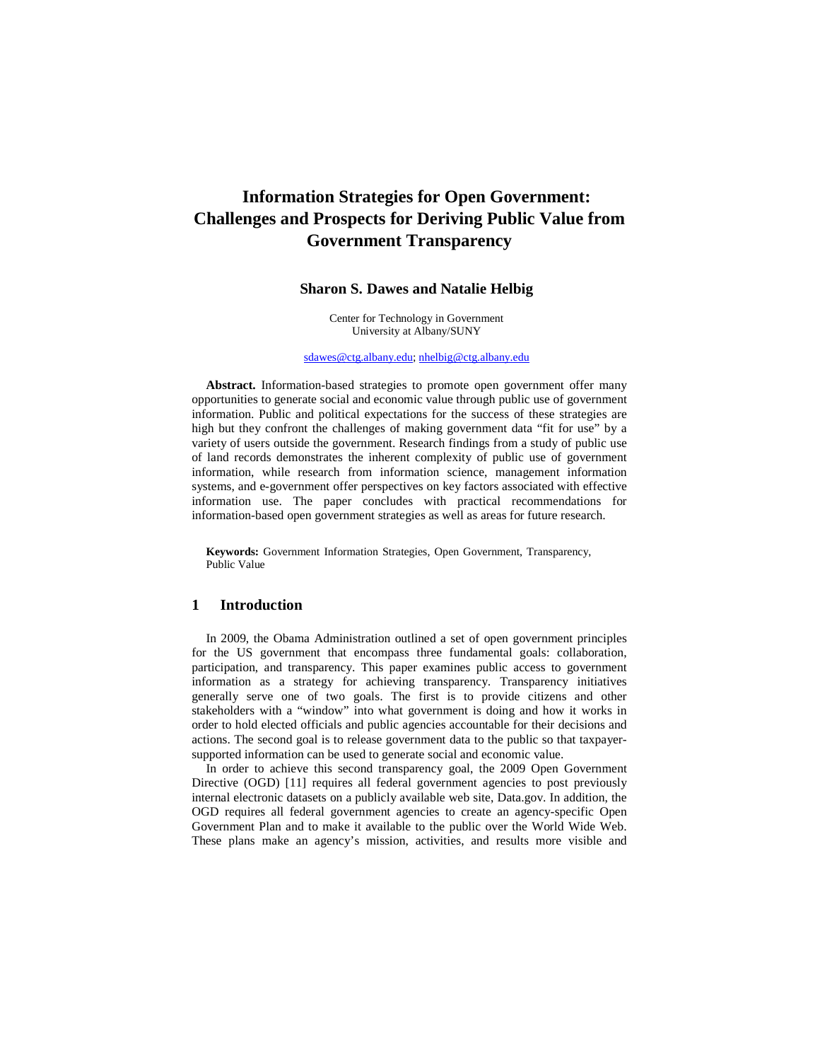# Information Strategies for Open Government: Challenges and Prospects for Deriving Public Value from Government Transparency

**Sharon S. Dawes and Natalie Helbig**

Center for Technology in Government
University at Albany/SUNY

sdawes@ctg.albany.edu; nhelbig@ctg.albany.edu

**Abstract.** Information-based strategies to promote open government offer many opportunities to generate social and economic value through public use of government information. Public and political expectations for the success of these strategies are high but they confront the challenges of making government data "fit for use" by a variety of users outside the government. Research findings from a study of public use of land records demonstrates the inherent complexity of public use of government information, while research from information science, management information systems, and e-government offer perspectives on key factors associated with effective information use. The paper concludes with practical recommendations for information-based open government strategies as well as areas for future research.

**Keywords:** Government Information Strategies, Open Government, Transparency, Public Value

## 1 Introduction

In 2009, the Obama Administration outlined a set of open government principles for the US government that encompass three fundamental goals: collaboration, participation, and transparency. This paper examines public access to government information as a strategy for achieving transparency. Transparency initiatives generally serve one of two goals. The first is to provide citizens and other stakeholders with a "window" into what government is doing and how it works in order to hold elected officials and public agencies accountable for their decisions and actions. The second goal is to release government data to the public so that taxpayer-supported information can be used to generate social and economic value.

In order to achieve this second transparency goal, the 2009 Open Government Directive (OGD) [11] requires all federal government agencies to post previously internal electronic datasets on a publicly available web site, Data.gov. In addition, the OGD requires all federal government agencies to create an agency-specific Open Government Plan and to make it available to the public over the World Wide Web. These plans make an agency's mission, activities, and results more visible and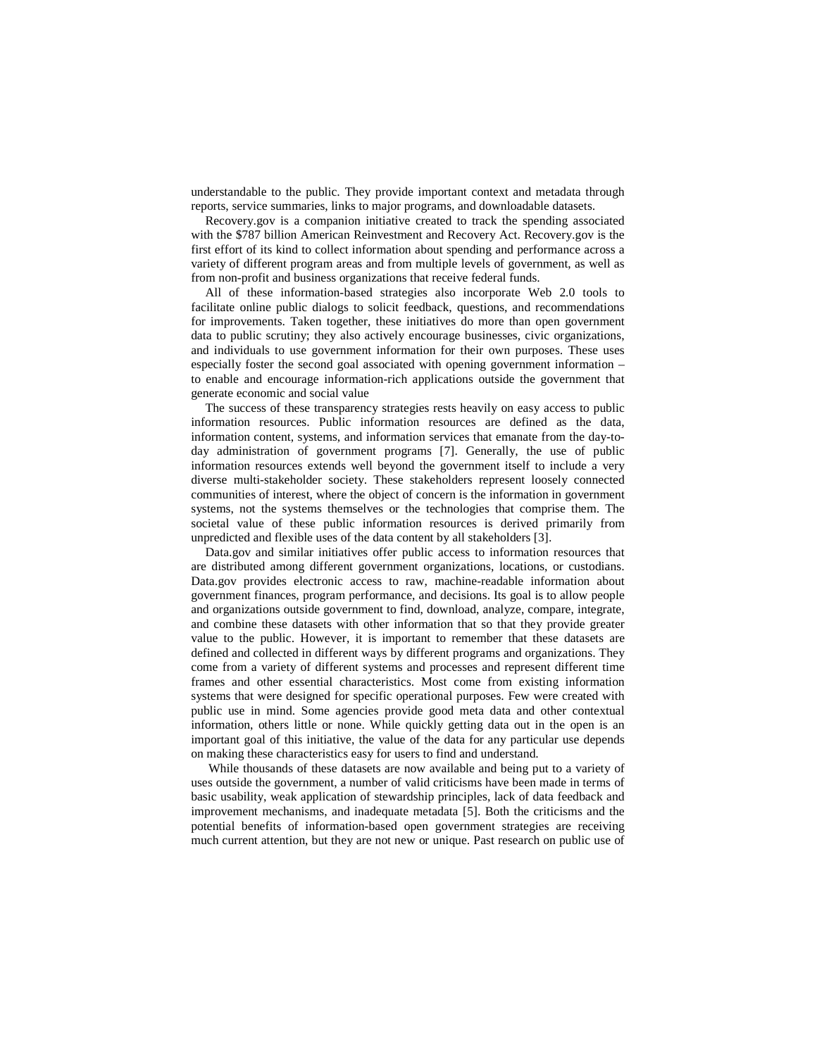understandable to the public. They provide important context and metadata through reports, service summaries, links to major programs, and downloadable datasets.

Recovery.gov is a companion initiative created to track the spending associated with the $787 billion American Reinvestment and Recovery Act. Recovery.gov is the first effort of its kind to collect information about spending and performance across a variety of different program areas and from multiple levels of government, as well as from non-profit and business organizations that receive federal funds.

All of these information-based strategies also incorporate Web 2.0 tools to facilitate online public dialogs to solicit feedback, questions, and recommendations for improvements. Taken together, these initiatives do more than open government data to public scrutiny; they also actively encourage businesses, civic organizations, and individuals to use government information for their own purposes. These uses especially foster the second goal associated with opening government information – to enable and encourage information-rich applications outside the government that generate economic and social value

The success of these transparency strategies rests heavily on easy access to public information resources. Public information resources are defined as the data, information content, systems, and information services that emanate from the day-to-day administration of government programs [7]. Generally, the use of public information resources extends well beyond the government itself to include a very diverse multi-stakeholder society. These stakeholders represent loosely connected communities of interest, where the object of concern is the information in government systems, not the systems themselves or the technologies that comprise them. The societal value of these public information resources is derived primarily from unpredicted and flexible uses of the data content by all stakeholders [3].

Data.gov and similar initiatives offer public access to information resources that are distributed among different government organizations, locations, or custodians. Data.gov provides electronic access to raw, machine-readable information about government finances, program performance, and decisions. Its goal is to allow people and organizations outside government to find, download, analyze, compare, integrate, and combine these datasets with other information that so that they provide greater value to the public. However, it is important to remember that these datasets are defined and collected in different ways by different programs and organizations. They come from a variety of different systems and processes and represent different time frames and other essential characteristics. Most come from existing information systems that were designed for specific operational purposes. Few were created with public use in mind. Some agencies provide good meta data and other contextual information, others little or none. While quickly getting data out in the open is an important goal of this initiative, the value of the data for any particular use depends on making these characteristics easy for users to find and understand.

While thousands of these datasets are now available and being put to a variety of uses outside the government, a number of valid criticisms have been made in terms of basic usability, weak application of stewardship principles, lack of data feedback and improvement mechanisms, and inadequate metadata [5]. Both the criticisms and the potential benefits of information-based open government strategies are receiving much current attention, but they are not new or unique. Past research on public use of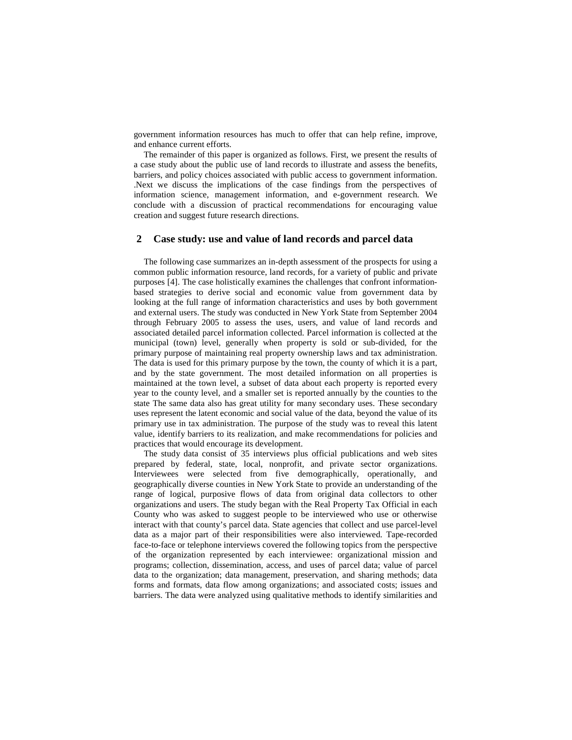government information resources has much to offer that can help refine, improve, and enhance current efforts.

The remainder of this paper is organized as follows. First, we present the results of a case study about the public use of land records to illustrate and assess the benefits, barriers, and policy choices associated with public access to government information. .Next we discuss the implications of the case findings from the perspectives of information science, management information, and e-government research. We conclude with a discussion of practical recommendations for encouraging value creation and suggest future research directions.

## 2 Case study: use and value of land records and parcel data

The following case summarizes an in-depth assessment of the prospects for using a common public information resource, land records, for a variety of public and private purposes [4]. The case holistically examines the challenges that confront information-based strategies to derive social and economic value from government data by looking at the full range of information characteristics and uses by both government and external users. The study was conducted in New York State from September 2004 through February 2005 to assess the uses, users, and value of land records and associated detailed parcel information collected. Parcel information is collected at the municipal (town) level, generally when property is sold or sub-divided, for the primary purpose of maintaining real property ownership laws and tax administration. The data is used for this primary purpose by the town, the county of which it is a part, and by the state government. The most detailed information on all properties is maintained at the town level, a subset of data about each property is reported every year to the county level, and a smaller set is reported annually by the counties to the state The same data also has great utility for many secondary uses. These secondary uses represent the latent economic and social value of the data, beyond the value of its primary use in tax administration. The purpose of the study was to reveal this latent value, identify barriers to its realization, and make recommendations for policies and practices that would encourage its development.

The study data consist of 35 interviews plus official publications and web sites prepared by federal, state, local, nonprofit, and private sector organizations. Interviewees were selected from five demographically, operationally, and geographically diverse counties in New York State to provide an understanding of the range of logical, purposive flows of data from original data collectors to other organizations and users. The study began with the Real Property Tax Official in each County who was asked to suggest people to be interviewed who use or otherwise interact with that county's parcel data. State agencies that collect and use parcel-level data as a major part of their responsibilities were also interviewed. Tape-recorded face-to-face or telephone interviews covered the following topics from the perspective of the organization represented by each interviewee: organizational mission and programs; collection, dissemination, access, and uses of parcel data; value of parcel data to the organization; data management, preservation, and sharing methods; data forms and formats, data flow among organizations; and associated costs; issues and barriers. The data were analyzed using qualitative methods to identify similarities and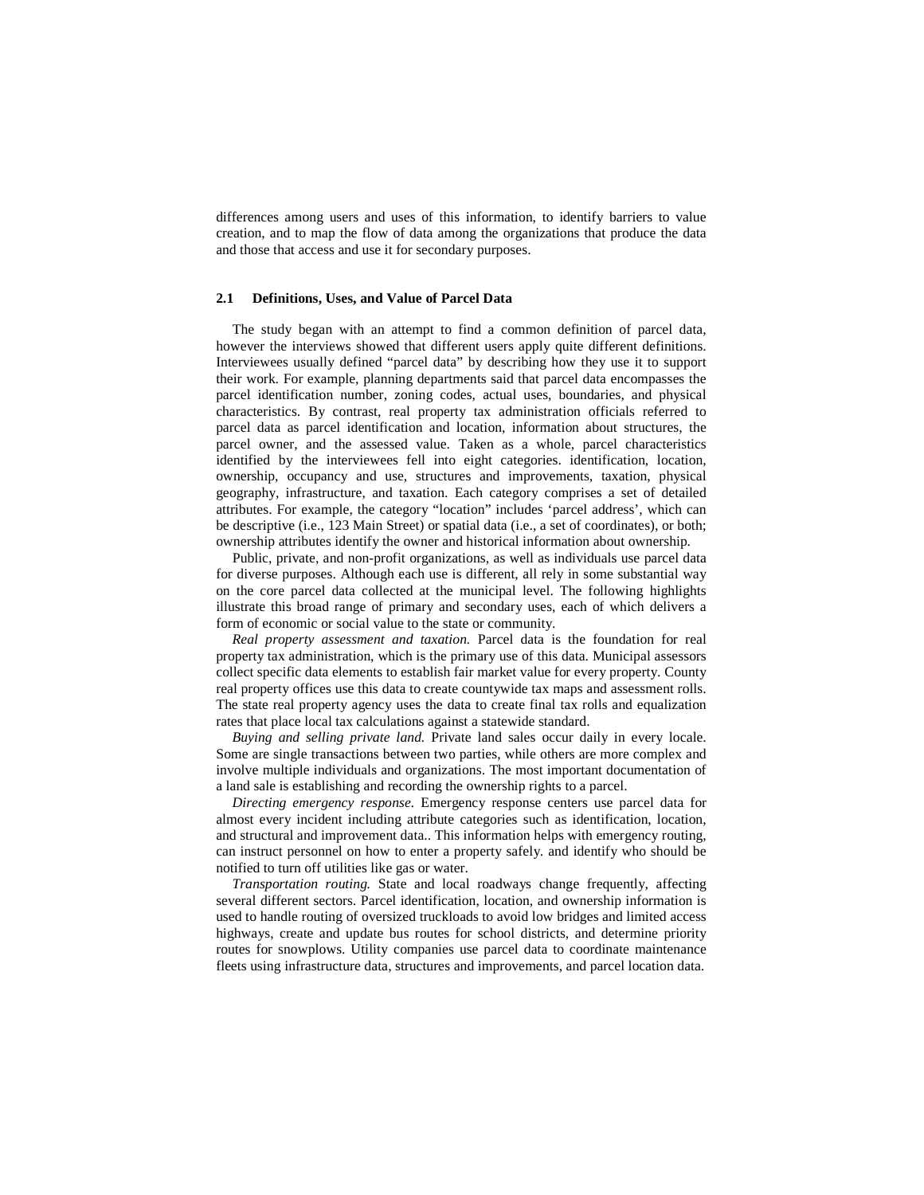differences among users and uses of this information, to identify barriers to value creation, and to map the flow of data among the organizations that produce the data and those that access and use it for secondary purposes.

### 2.1 Definitions, Uses, and Value of Parcel Data

The study began with an attempt to find a common definition of parcel data, however the interviews showed that different users apply quite different definitions. Interviewees usually defined "parcel data" by describing how they use it to support their work. For example, planning departments said that parcel data encompasses the parcel identification number, zoning codes, actual uses, boundaries, and physical characteristics. By contrast, real property tax administration officials referred to parcel data as parcel identification and location, information about structures, the parcel owner, and the assessed value. Taken as a whole, parcel characteristics identified by the interviewees fell into eight categories. identification, location, ownership, occupancy and use, structures and improvements, taxation, physical geography, infrastructure, and taxation. Each category comprises a set of detailed attributes. For example, the category "location" includes 'parcel address', which can be descriptive (i.e., 123 Main Street) or spatial data (i.e., a set of coordinates), or both; ownership attributes identify the owner and historical information about ownership.

Public, private, and non-profit organizations, as well as individuals use parcel data for diverse purposes. Although each use is different, all rely in some substantial way on the core parcel data collected at the municipal level. The following highlights illustrate this broad range of primary and secondary uses, each of which delivers a form of economic or social value to the state or community.

*Real property assessment and taxation.* Parcel data is the foundation for real property tax administration, which is the primary use of this data. Municipal assessors collect specific data elements to establish fair market value for every property. County real property offices use this data to create countywide tax maps and assessment rolls. The state real property agency uses the data to create final tax rolls and equalization rates that place local tax calculations against a statewide standard.

*Buying and selling private land.* Private land sales occur daily in every locale. Some are single transactions between two parties, while others are more complex and involve multiple individuals and organizations. The most important documentation of a land sale is establishing and recording the ownership rights to a parcel.

*Directing emergency response.* Emergency response centers use parcel data for almost every incident including attribute categories such as identification, location, and structural and improvement data.. This information helps with emergency routing, can instruct personnel on how to enter a property safely. and identify who should be notified to turn off utilities like gas or water.

*Transportation routing.* State and local roadways change frequently, affecting several different sectors. Parcel identification, location, and ownership information is used to handle routing of oversized truckloads to avoid low bridges and limited access highways, create and update bus routes for school districts, and determine priority routes for snowplows. Utility companies use parcel data to coordinate maintenance fleets using infrastructure data, structures and improvements, and parcel location data.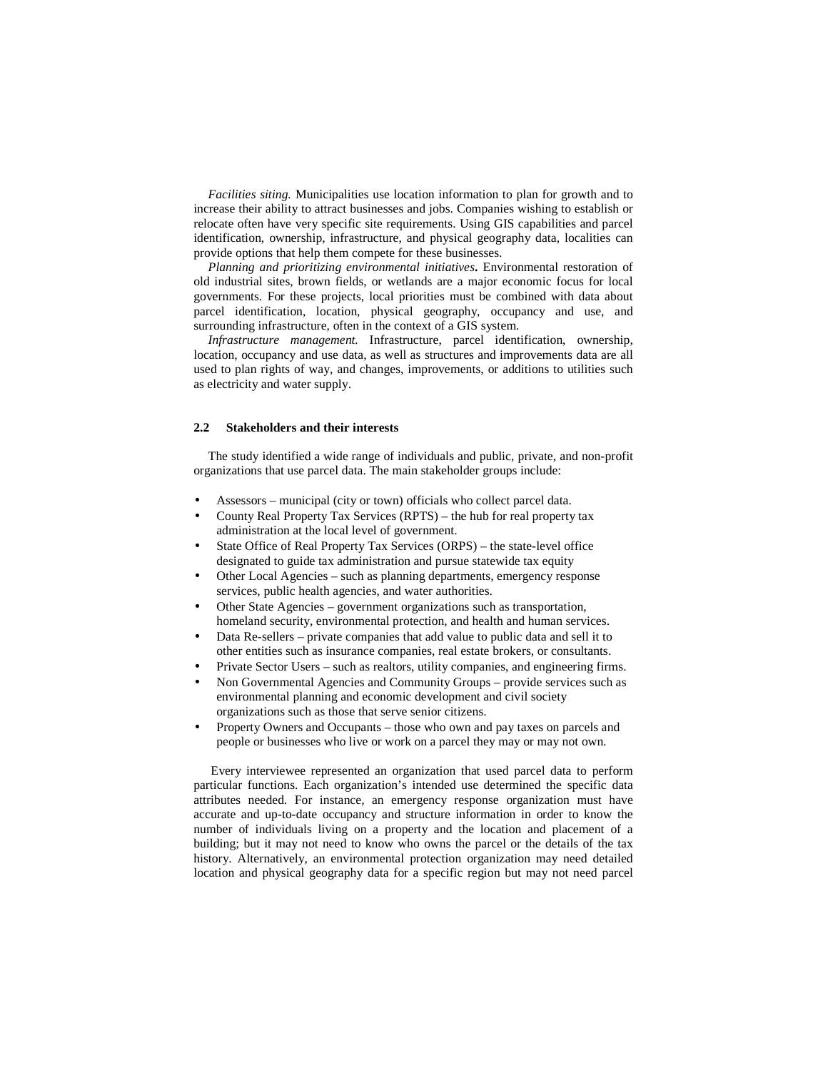*Facilities siting.* Municipalities use location information to plan for growth and to increase their ability to attract businesses and jobs. Companies wishing to establish or relocate often have very specific site requirements. Using GIS capabilities and parcel identification, ownership, infrastructure, and physical geography data, localities can provide options that help them compete for these businesses.

*Planning and prioritizing environmental initiatives***.** Environmental restoration of old industrial sites, brown fields, or wetlands are a major economic focus for local governments. For these projects, local priorities must be combined with data about parcel identification, location, physical geography, occupancy and use, and surrounding infrastructure, often in the context of a GIS system.

*Infrastructure management.* Infrastructure, parcel identification, ownership, location, occupancy and use data, as well as structures and improvements data are all used to plan rights of way, and changes, improvements, or additions to utilities such as electricity and water supply.

### 2.2 Stakeholders and their interests

The study identified a wide range of individuals and public, private, and non-profit organizations that use parcel data. The main stakeholder groups include:

- Assessors – municipal (city or town) officials who collect parcel data.
- County Real Property Tax Services (RPTS) – the hub for real property tax administration at the local level of government.
- State Office of Real Property Tax Services (ORPS) – the state-level office designated to guide tax administration and pursue statewide tax equity
- Other Local Agencies – such as planning departments, emergency response services, public health agencies, and water authorities.
- Other State Agencies – government organizations such as transportation, homeland security, environmental protection, and health and human services.
- Data Re-sellers – private companies that add value to public data and sell it to other entities such as insurance companies, real estate brokers, or consultants.
- Private Sector Users – such as realtors, utility companies, and engineering firms.
- Non Governmental Agencies and Community Groups – provide services such as environmental planning and economic development and civil society organizations such as those that serve senior citizens.
- Property Owners and Occupants – those who own and pay taxes on parcels and people or businesses who live or work on a parcel they may or may not own.

Every interviewee represented an organization that used parcel data to perform particular functions. Each organization's intended use determined the specific data attributes needed. For instance, an emergency response organization must have accurate and up-to-date occupancy and structure information in order to know the number of individuals living on a property and the location and placement of a building; but it may not need to know who owns the parcel or the details of the tax history. Alternatively, an environmental protection organization may need detailed location and physical geography data for a specific region but may not need parcel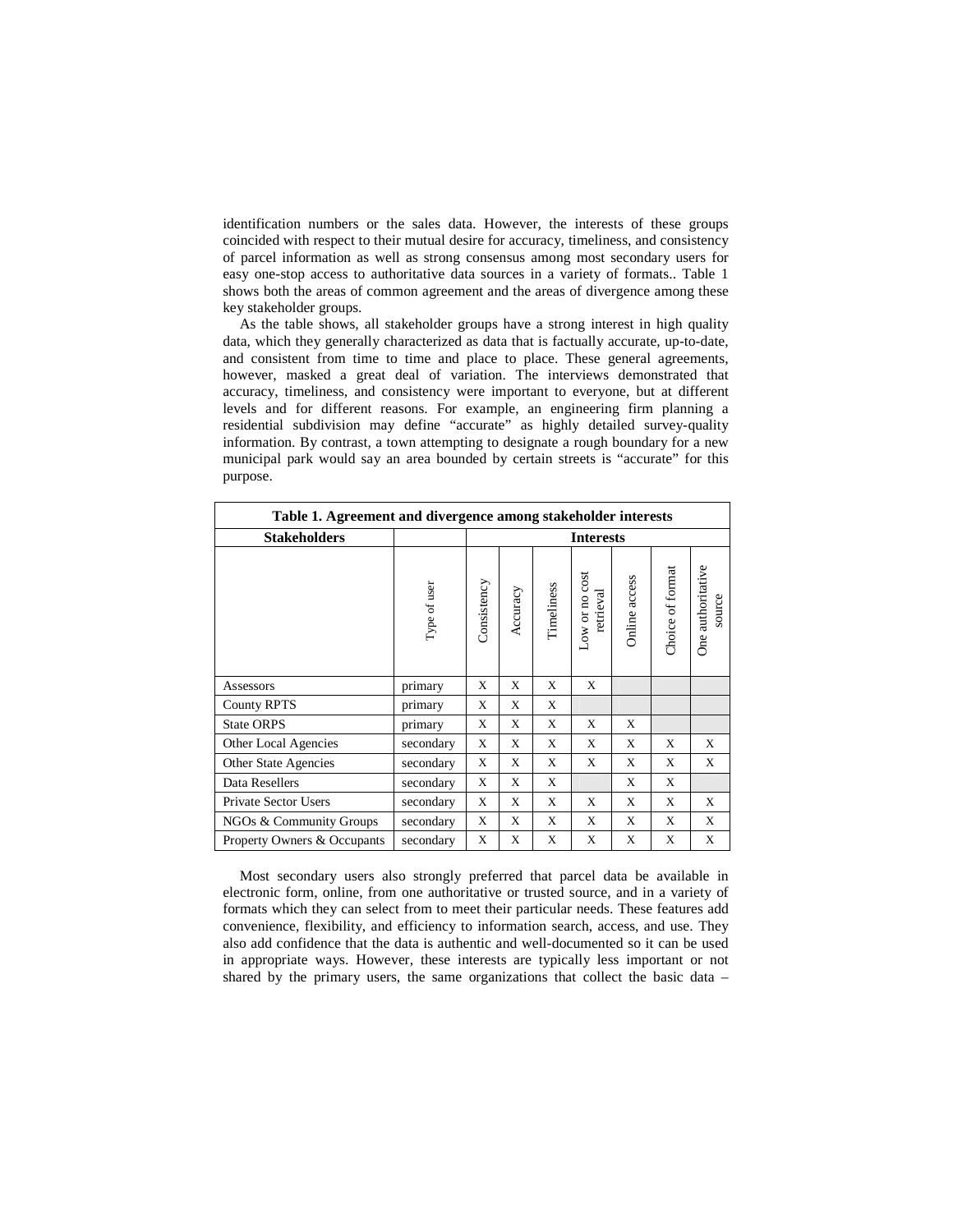identification numbers or the sales data. However, the interests of these groups coincided with respect to their mutual desire for accuracy, timeliness, and consistency of parcel information as well as strong consensus among most secondary users for easy one-stop access to authoritative data sources in a variety of formats.. Table 1 shows both the areas of common agreement and the areas of divergence among these key stakeholder groups.

As the table shows, all stakeholder groups have a strong interest in high quality data, which they generally characterized as data that is factually accurate, up-to-date, and consistent from time to time and place to place. These general agreements, however, masked a great deal of variation. The interviews demonstrated that accuracy, timeliness, and consistency were important to everyone, but at different levels and for different reasons. For example, an engineering firm planning a residential subdivision may define "accurate" as highly detailed survey-quality information. By contrast, a town attempting to designate a rough boundary for a new municipal park would say an area bounded by certain streets is "accurate" for this purpose.

**Table 1. Agreement and divergence among stakeholder interests**

| Stakeholders | | Interests | | | | | | |
|---|---|---|---|---|---|---|---|---|
| | Type of user | Consistency | Accuracy | Timeliness | Low or no cost retrieval | Online access | Choice of format | One authoritative source |
| Assessors | primary | X | X | X | X | | | |
| County RPTS | primary | X | X | X | | | | |
| State ORPS | primary | X | X | X | X | X | | |
| Other Local Agencies | secondary | X | X | X | X | X | X | X |
| Other State Agencies | secondary | X | X | X | X | X | X | X |
| Data Resellers | secondary | X | X | X | | X | X | |
| Private Sector Users | secondary | X | X | X | X | X | X | X |
| NGOs & Community Groups | secondary | X | X | X | X | X | X | X |
| Property Owners & Occupants | secondary | X | X | X | X | X | X | X |

Most secondary users also strongly preferred that parcel data be available in electronic form, online, from one authoritative or trusted source, and in a variety of formats which they can select from to meet their particular needs. These features add convenience, flexibility, and efficiency to information search, access, and use. They also add confidence that the data is authentic and well-documented so it can be used in appropriate ways. However, these interests are typically less important or not shared by the primary users, the same organizations that collect the basic data –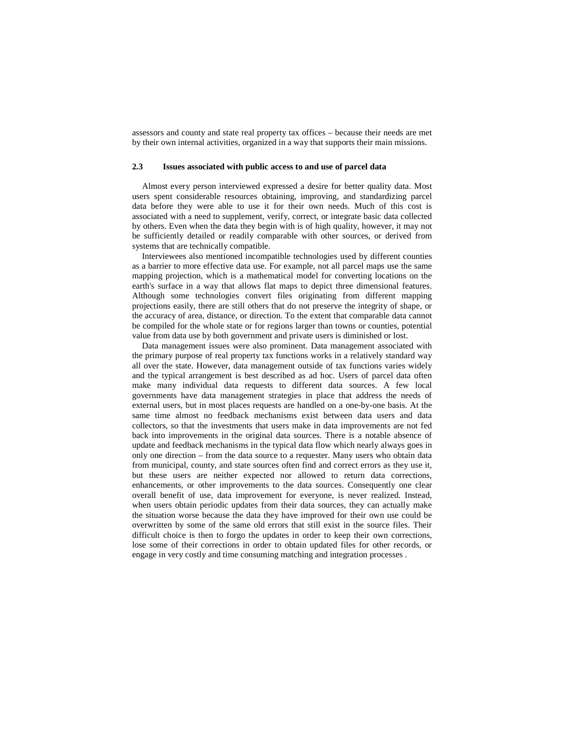assessors and county and state real property tax offices – because their needs are met by their own internal activities, organized in a way that supports their main missions.

### 2.3 Issues associated with public access to and use of parcel data

Almost every person interviewed expressed a desire for better quality data. Most users spent considerable resources obtaining, improving, and standardizing parcel data before they were able to use it for their own needs. Much of this cost is associated with a need to supplement, verify, correct, or integrate basic data collected by others. Even when the data they begin with is of high quality, however, it may not be sufficiently detailed or readily comparable with other sources, or derived from systems that are technically compatible.

Interviewees also mentioned incompatible technologies used by different counties as a barrier to more effective data use. For example, not all parcel maps use the same mapping projection, which is a mathematical model for converting locations on the earth's surface in a way that allows flat maps to depict three dimensional features. Although some technologies convert files originating from different mapping projections easily, there are still others that do not preserve the integrity of shape, or the accuracy of area, distance, or direction. To the extent that comparable data cannot be compiled for the whole state or for regions larger than towns or counties, potential value from data use by both government and private users is diminished or lost.

Data management issues were also prominent. Data management associated with the primary purpose of real property tax functions works in a relatively standard way all over the state. However, data management outside of tax functions varies widely and the typical arrangement is best described as ad hoc. Users of parcel data often make many individual data requests to different data sources. A few local governments have data management strategies in place that address the needs of external users, but in most places requests are handled on a one-by-one basis. At the same time almost no feedback mechanisms exist between data users and data collectors, so that the investments that users make in data improvements are not fed back into improvements in the original data sources. There is a notable absence of update and feedback mechanisms in the typical data flow which nearly always goes in only one direction – from the data source to a requester. Many users who obtain data from municipal, county, and state sources often find and correct errors as they use it, but these users are neither expected nor allowed to return data corrections, enhancements, or other improvements to the data sources. Consequently one clear overall benefit of use, data improvement for everyone, is never realized. Instead, when users obtain periodic updates from their data sources, they can actually make the situation worse because the data they have improved for their own use could be overwritten by some of the same old errors that still exist in the source files. Their difficult choice is then to forgo the updates in order to keep their own corrections, lose some of their corrections in order to obtain updated files for other records, or engage in very costly and time consuming matching and integration processes .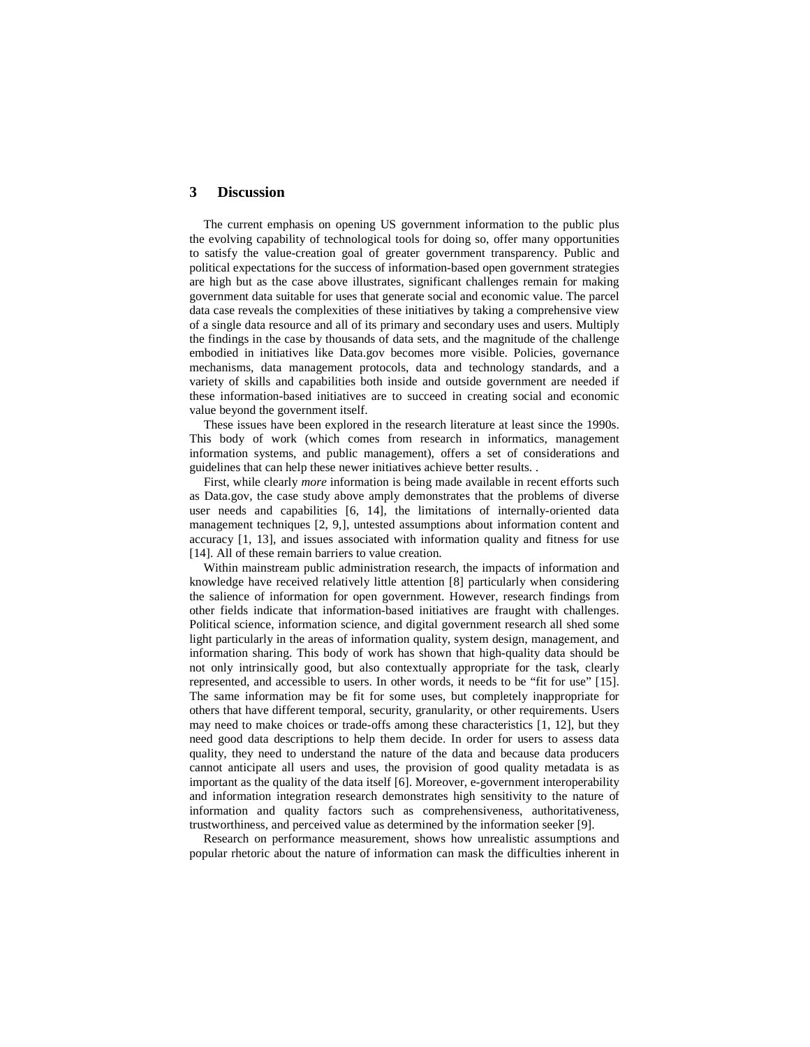## 3 Discussion

The current emphasis on opening US government information to the public plus the evolving capability of technological tools for doing so, offer many opportunities to satisfy the value-creation goal of greater government transparency. Public and political expectations for the success of information-based open government strategies are high but as the case above illustrates, significant challenges remain for making government data suitable for uses that generate social and economic value. The parcel data case reveals the complexities of these initiatives by taking a comprehensive view of a single data resource and all of its primary and secondary uses and users. Multiply the findings in the case by thousands of data sets, and the magnitude of the challenge embodied in initiatives like Data.gov becomes more visible. Policies, governance mechanisms, data management protocols, data and technology standards, and a variety of skills and capabilities both inside and outside government are needed if these information-based initiatives are to succeed in creating social and economic value beyond the government itself.

These issues have been explored in the research literature at least since the 1990s. This body of work (which comes from research in informatics, management information systems, and public management), offers a set of considerations and guidelines that can help these newer initiatives achieve better results. .

First, while clearly *more* information is being made available in recent efforts such as Data.gov, the case study above amply demonstrates that the problems of diverse user needs and capabilities [6, 14], the limitations of internally-oriented data management techniques [2, 9,], untested assumptions about information content and accuracy [1, 13], and issues associated with information quality and fitness for use [14]. All of these remain barriers to value creation.

Within mainstream public administration research, the impacts of information and knowledge have received relatively little attention [8] particularly when considering the salience of information for open government. However, research findings from other fields indicate that information-based initiatives are fraught with challenges. Political science, information science, and digital government research all shed some light particularly in the areas of information quality, system design, management, and information sharing. This body of work has shown that high-quality data should be not only intrinsically good, but also contextually appropriate for the task, clearly represented, and accessible to users. In other words, it needs to be "fit for use" [15]. The same information may be fit for some uses, but completely inappropriate for others that have different temporal, security, granularity, or other requirements. Users may need to make choices or trade-offs among these characteristics [1, 12], but they need good data descriptions to help them decide. In order for users to assess data quality, they need to understand the nature of the data and because data producers cannot anticipate all users and uses, the provision of good quality metadata is as important as the quality of the data itself [6]. Moreover, e-government interoperability and information integration research demonstrates high sensitivity to the nature of information and quality factors such as comprehensiveness, authoritativeness, trustworthiness, and perceived value as determined by the information seeker [9].

Research on performance measurement, shows how unrealistic assumptions and popular rhetoric about the nature of information can mask the difficulties inherent in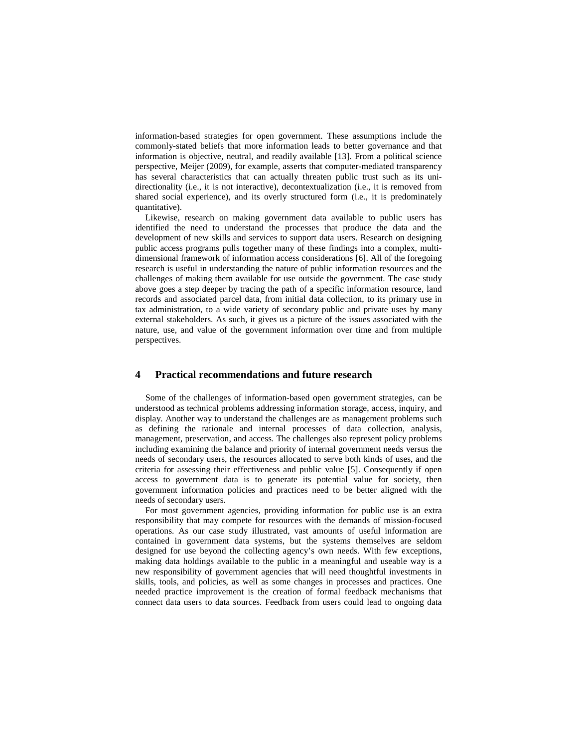information-based strategies for open government. These assumptions include the commonly-stated beliefs that more information leads to better governance and that information is objective, neutral, and readily available [13]. From a political science perspective, Meijer (2009), for example, asserts that computer-mediated transparency has several characteristics that can actually threaten public trust such as its uni-directionality (i.e., it is not interactive), decontextualization (i.e., it is removed from shared social experience), and its overly structured form (i.e., it is predominately quantitative).

Likewise, research on making government data available to public users has identified the need to understand the processes that produce the data and the development of new skills and services to support data users. Research on designing public access programs pulls together many of these findings into a complex, multi-dimensional framework of information access considerations [6]. All of the foregoing research is useful in understanding the nature of public information resources and the challenges of making them available for use outside the government. The case study above goes a step deeper by tracing the path of a specific information resource, land records and associated parcel data, from initial data collection, to its primary use in tax administration, to a wide variety of secondary public and private uses by many external stakeholders. As such, it gives us a picture of the issues associated with the nature, use, and value of the government information over time and from multiple perspectives.

## 4 Practical recommendations and future research

Some of the challenges of information-based open government strategies, can be understood as technical problems addressing information storage, access, inquiry, and display. Another way to understand the challenges are as management problems such as defining the rationale and internal processes of data collection, analysis, management, preservation, and access. The challenges also represent policy problems including examining the balance and priority of internal government needs versus the needs of secondary users, the resources allocated to serve both kinds of uses, and the criteria for assessing their effectiveness and public value [5]. Consequently if open access to government data is to generate its potential value for society, then government information policies and practices need to be better aligned with the needs of secondary users.

For most government agencies, providing information for public use is an extra responsibility that may compete for resources with the demands of mission-focused operations. As our case study illustrated, vast amounts of useful information are contained in government data systems, but the systems themselves are seldom designed for use beyond the collecting agency's own needs. With few exceptions, making data holdings available to the public in a meaningful and useable way is a new responsibility of government agencies that will need thoughtful investments in skills, tools, and policies, as well as some changes in processes and practices. One needed practice improvement is the creation of formal feedback mechanisms that connect data users to data sources. Feedback from users could lead to ongoing data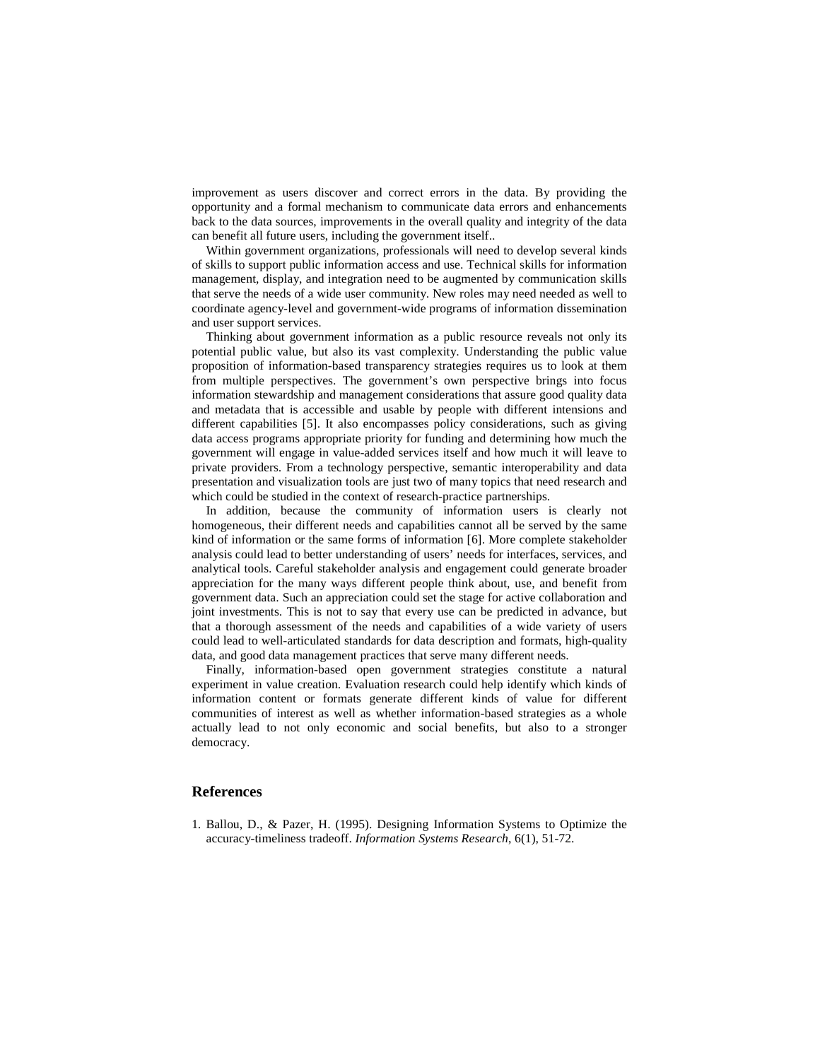improvement as users discover and correct errors in the data. By providing the opportunity and a formal mechanism to communicate data errors and enhancements back to the data sources, improvements in the overall quality and integrity of the data can benefit all future users, including the government itself..

Within government organizations, professionals will need to develop several kinds of skills to support public information access and use. Technical skills for information management, display, and integration need to be augmented by communication skills that serve the needs of a wide user community. New roles may need needed as well to coordinate agency-level and government-wide programs of information dissemination and user support services.

Thinking about government information as a public resource reveals not only its potential public value, but also its vast complexity. Understanding the public value proposition of information-based transparency strategies requires us to look at them from multiple perspectives. The government's own perspective brings into focus information stewardship and management considerations that assure good quality data and metadata that is accessible and usable by people with different intensions and different capabilities [5]. It also encompasses policy considerations, such as giving data access programs appropriate priority for funding and determining how much the government will engage in value-added services itself and how much it will leave to private providers. From a technology perspective, semantic interoperability and data presentation and visualization tools are just two of many topics that need research and which could be studied in the context of research-practice partnerships.

In addition, because the community of information users is clearly not homogeneous, their different needs and capabilities cannot all be served by the same kind of information or the same forms of information [6]. More complete stakeholder analysis could lead to better understanding of users' needs for interfaces, services, and analytical tools. Careful stakeholder analysis and engagement could generate broader appreciation for the many ways different people think about, use, and benefit from government data. Such an appreciation could set the stage for active collaboration and joint investments. This is not to say that every use can be predicted in advance, but that a thorough assessment of the needs and capabilities of a wide variety of users could lead to well-articulated standards for data description and formats, high-quality data, and good data management practices that serve many different needs.

Finally, information-based open government strategies constitute a natural experiment in value creation. Evaluation research could help identify which kinds of information content or formats generate different kinds of value for different communities of interest as well as whether information-based strategies as a whole actually lead to not only economic and social benefits, but also to a stronger democracy.

## References

1. Ballou, D., & Pazer, H. (1995). Designing Information Systems to Optimize the accuracy-timeliness tradeoff. *Information Systems Research*, 6(1), 51-72.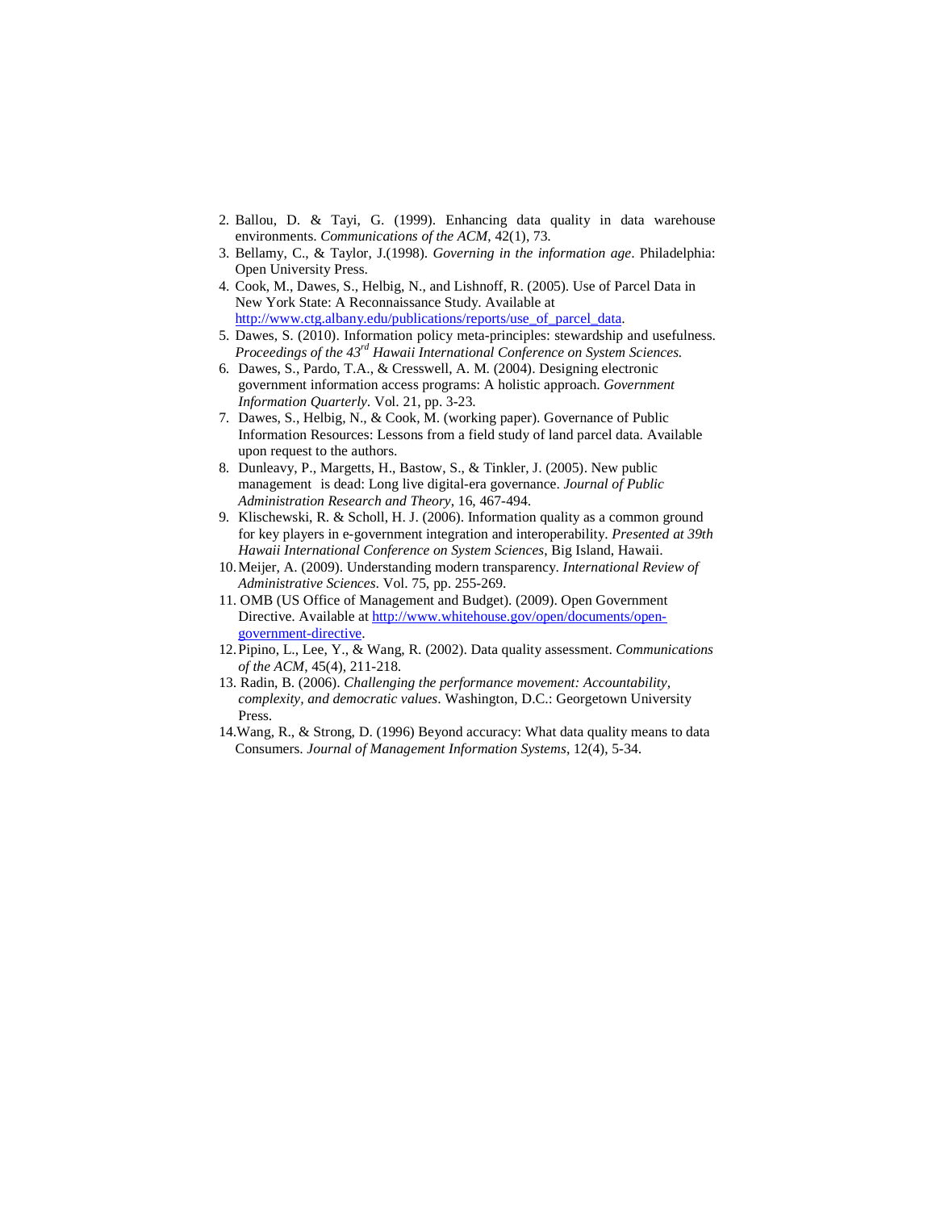2. Ballou, D. & Tayi, G. (1999). Enhancing data quality in data warehouse environments. *Communications of the ACM*, 42(1), 73.
3. Bellamy, C., & Taylor, J.(1998). *Governing in the information age*. Philadelphia: Open University Press.
4. Cook, M., Dawes, S., Helbig, N., and Lishnoff, R. (2005). Use of Parcel Data in New York State: A Reconnaissance Study. Available at http://www.ctg.albany.edu/publications/reports/use_of_parcel_data.
5. Dawes, S. (2010). Information policy meta-principles: stewardship and usefulness. *Proceedings of the 43rd Hawaii International Conference on System Sciences.*
6. Dawes, S., Pardo, T.A., & Cresswell, A. M. (2004). Designing electronic government information access programs: A holistic approach. *Government Information Quarterly*. Vol. 21, pp. 3-23.
7. Dawes, S., Helbig, N., & Cook, M. (working paper). Governance of Public Information Resources: Lessons from a field study of land parcel data. Available upon request to the authors.
8. Dunleavy, P., Margetts, H., Bastow, S., & Tinkler, J. (2005). New public management is dead: Long live digital-era governance. *Journal of Public Administration Research and Theory*, 16, 467-494.
9. Klischewski, R. & Scholl, H. J. (2006). Information quality as a common ground for key players in e-government integration and interoperability. *Presented at 39th Hawaii International Conference on System Sciences*, Big Island, Hawaii.
10. Meijer, A. (2009). Understanding modern transparency. *International Review of Administrative Sciences*. Vol. 75, pp. 255-269.
11. OMB (US Office of Management and Budget). (2009). Open Government Directive. Available at http://www.whitehouse.gov/open/documents/open-government-directive.
12. Pipino, L., Lee, Y., & Wang, R. (2002). Data quality assessment. *Communications of the ACM*, 45(4), 211-218.
13. Radin, B. (2006). *Challenging the performance movement: Accountability, complexity, and democratic values*. Washington, D.C.: Georgetown University Press.
14. Wang, R., & Strong, D. (1996) Beyond accuracy: What data quality means to data Consumers. *Journal of Management Information Systems*, 12(4), 5-34.